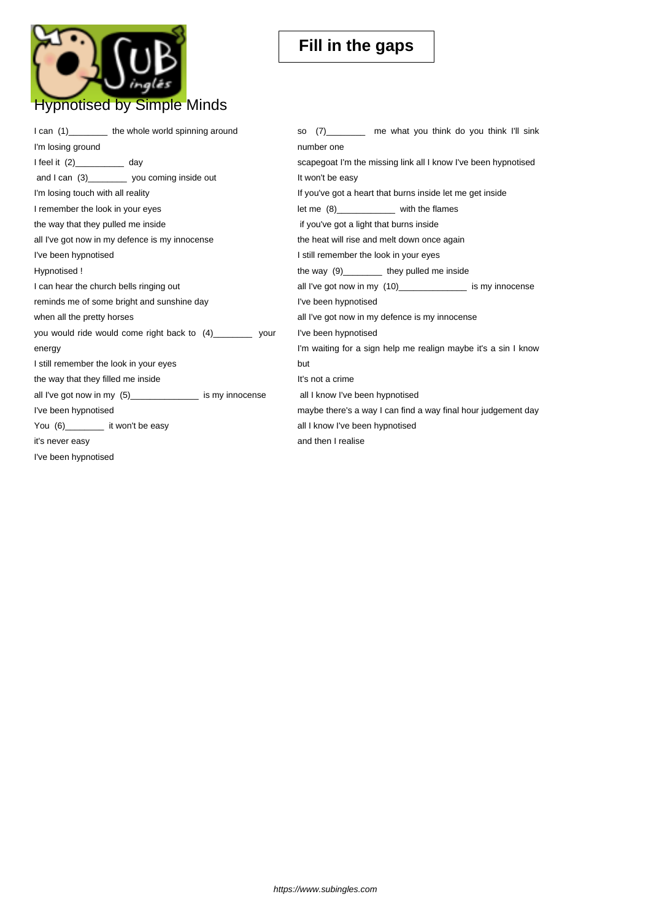# Fill in the gaps

## Hypnotised by Simple Minds

I can (1)________ the whole world spinning around
I'm losing ground
I feel it (2)__________ day
and I can (3)________ you coming inside out
I'm losing touch with all reality
I remember the look in your eyes
the way that they pulled me inside
all I've got now in my defence is my innocense
I've been hypnotised
Hypnotised !
I can hear the church bells ringing out
reminds me of some bright and sunshine day
when all the pretty horses
you would ride would come right back to (4)________ your energy
I still remember the look in your eyes
the way that they filled me inside
all I've got now in my (5)______________ is my innocense
I've been hypnotised
You (6)________ it won't be easy
it's never easy
I've been hypnotised
so (7)________ me what you think do you think I'll sink number one
scapegoat I'm the missing link all I know I've been hypnotised
It won't be easy
If you've got a heart that burns inside let me get inside
let me (8)____________ with the flames
if you've got a light that burns inside
the heat will rise and melt down once again
I still remember the look in your eyes
the way (9)________ they pulled me inside
all I've got now in my (10)______________ is my innocense
I've been hypnotised
all I've got now in my defence is my innocense
I've been hypnotised
I'm waiting for a sign help me realign maybe it's a sin I know but
It's not a crime
all I know I've been hypnotised
maybe there's a way I can find a way final hour judgement day
all I know I've been hypnotised
and then I realise

https://www.subingles.com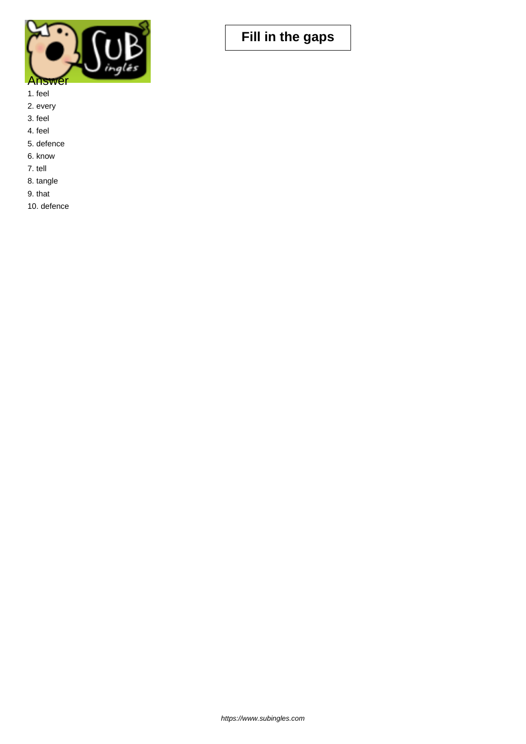# Fill in the gaps

## Answer

1. feel
2. every
3. feel
4. feel
5. defence
6. know
7. tell
8. tangle
9. that
10. defence